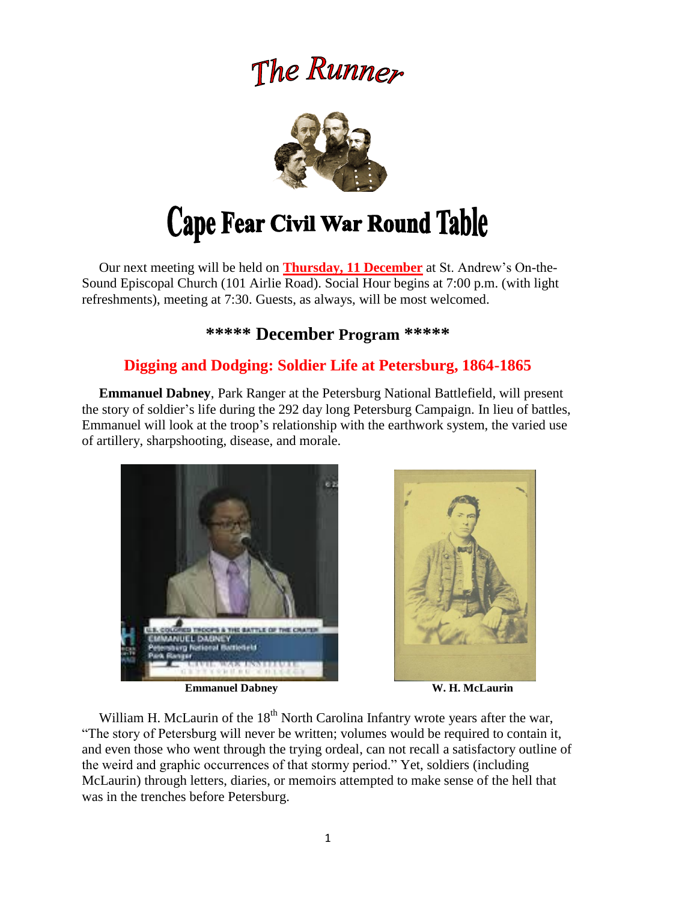# The Runner

# Cape Fear Civil War Round Table

Our next meeting will be held on **Thursday, 11 December** at St. Andrew's On-the-Sound Episcopal Church (101 Airlie Road). Social Hour begins at 7:00 p.m. (with light refreshments), meeting at 7:30. Guests, as always, will be most welcomed.

## ***** December Program *****

## Digging and Dodging: Soldier Life at Petersburg, 1864-1865

**Emmanuel Dabney**, Park Ranger at the Petersburg National Battlefield, will present the story of soldier's life during the 292 day long Petersburg Campaign. In lieu of battles, Emmanuel will look at the troop's relationship with the earthwork system, the varied use of artillery, sharpshooting, disease, and morale.

**Emmanuel Dabney**

**W. H. McLaurin**

William H. McLaurin of the 18th North Carolina Infantry wrote years after the war, "The story of Petersburg will never be written; volumes would be required to contain it, and even those who went through the trying ordeal, can not recall a satisfactory outline of the weird and graphic occurrences of that stormy period." Yet, soldiers (including McLaurin) through letters, diaries, or memoirs attempted to make sense of the hell that was in the trenches before Petersburg.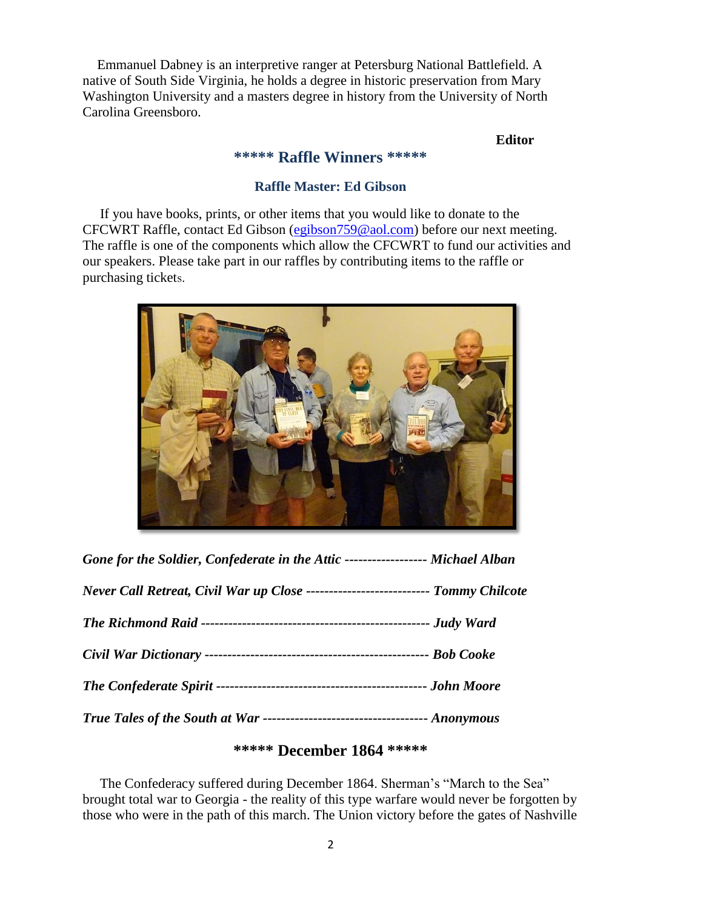Emmanuel Dabney is an interpretive ranger at Petersburg National Battlefield. A native of South Side Virginia, he holds a degree in historic preservation from Mary Washington University and a masters degree in history from the University of North Carolina Greensboro.

**Editor**

## ***** Raffle Winners *****

### Raffle Master: Ed Gibson

If you have books, prints, or other items that you would like to donate to the CFCWRT Raffle, contact Ed Gibson (egibson759@aol.com) before our next meeting. The raffle is one of the components which allow the CFCWRT to fund our activities and our speakers. Please take part in our raffles by contributing items to the raffle or purchasing tickets.

***Gone for the Soldier, Confederate in the Attic* ------------------ *Michael Alban***

***Never Call Retreat, Civil War up Close* --------------------------- *Tommy Chilcote***

***The Richmond Raid* -------------------------------------------------- *Judy Ward***

***Civil War Dictionary* ------------------------------------------------ *Bob Cooke***

***The Confederate Spirit* --------------------------------------------- *John Moore***

***True Tales of the South at War* ----------------------------------- *Anonymous***

## ***** December 1864 *****

The Confederacy suffered during December 1864. Sherman's "March to the Sea" brought total war to Georgia - the reality of this type warfare would never be forgotten by those who were in the path of this march. The Union victory before the gates of Nashville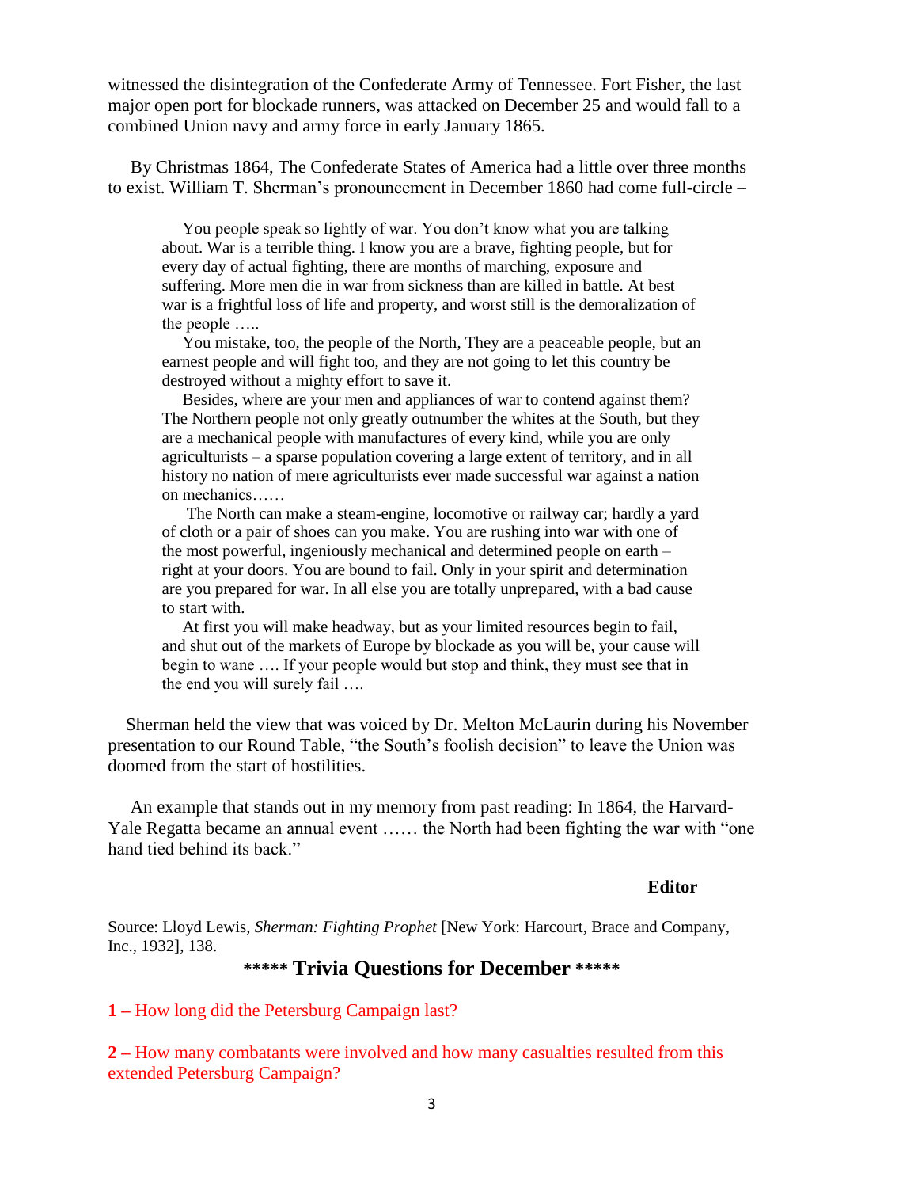witnessed the disintegration of the Confederate Army of Tennessee. Fort Fisher, the last major open port for blockade runners, was attacked on December 25 and would fall to a combined Union navy and army force in early January 1865.

By Christmas 1864, The Confederate States of America had a little over three months to exist. William T. Sherman's pronouncement in December 1860 had come full-circle –

> You people speak so lightly of war. You don't know what you are talking about. War is a terrible thing. I know you are a brave, fighting people, but for every day of actual fighting, there are months of marching, exposure and suffering. More men die in war from sickness than are killed in battle. At best war is a frightful loss of life and property, and worst still is the demoralization of the people …..
>
> You mistake, too, the people of the North, They are a peaceable people, but an earnest people and will fight too, and they are not going to let this country be destroyed without a mighty effort to save it.
>
> Besides, where are your men and appliances of war to contend against them? The Northern people not only greatly outnumber the whites at the South, but they are a mechanical people with manufactures of every kind, while you are only agriculturists – a sparse population covering a large extent of territory, and in all history no nation of mere agriculturists ever made successful war against a nation on mechanics……
>
> The North can make a steam-engine, locomotive or railway car; hardly a yard of cloth or a pair of shoes can you make. You are rushing into war with one of the most powerful, ingeniously mechanical and determined people on earth – right at your doors. You are bound to fail. Only in your spirit and determination are you prepared for war. In all else you are totally unprepared, with a bad cause to start with.
>
> At first you will make headway, but as your limited resources begin to fail, and shut out of the markets of Europe by blockade as you will be, your cause will begin to wane …. If your people would but stop and think, they must see that in the end you will surely fail ….

Sherman held the view that was voiced by Dr. Melton McLaurin during his November presentation to our Round Table, "the South's foolish decision" to leave the Union was doomed from the start of hostilities.

An example that stands out in my memory from past reading: In 1864, the Harvard-Yale Regatta became an annual event …… the North had been fighting the war with "one hand tied behind its back."

**Editor**

Source: Lloyd Lewis, *Sherman: Fighting Prophet* [New York: Harcourt, Brace and Company, Inc., 1932], 138.

## ***** Trivia Questions for December *****

**1 –** How long did the Petersburg Campaign last?

**2 –** How many combatants were involved and how many casualties resulted from this extended Petersburg Campaign?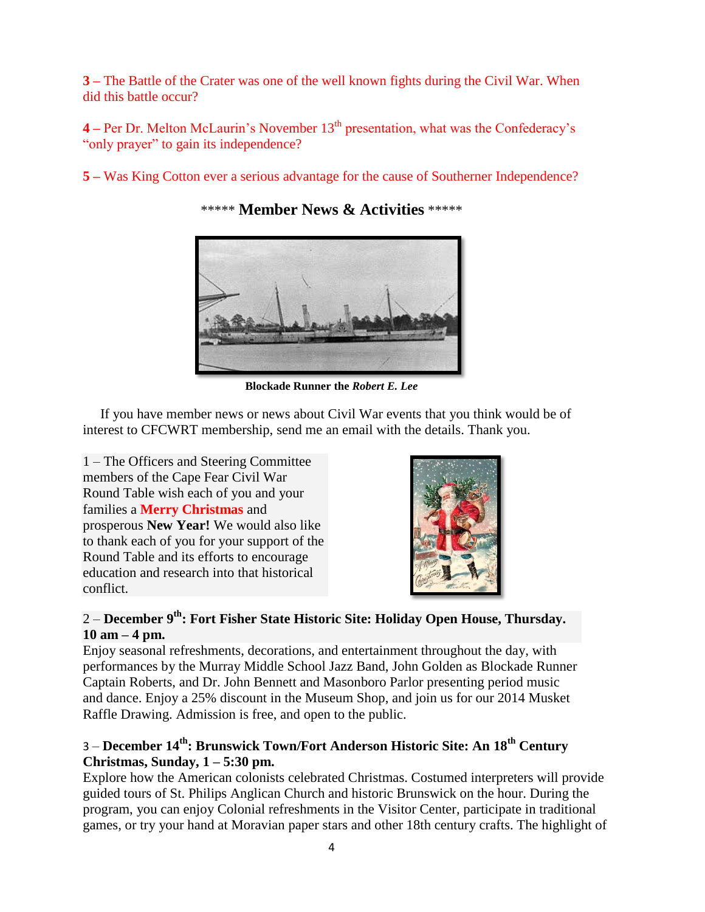**3 –** The Battle of the Crater was one of the well known fights during the Civil War. When did this battle occur?

**4 –** Per Dr. Melton McLaurin's November 13th presentation, what was the Confederacy's "only prayer" to gain its independence?

**5 –** Was King Cotton ever a serious advantage for the cause of Southerner Independence?

## \*\*\*\*\* Member News & Activities \*\*\*\*\*

**Blockade Runner the *Robert E. Lee***

If you have member news or news about Civil War events that you think would be of interest to CFCWRT membership, send me an email with the details. Thank you.

1 – The Officers and Steering Committee members of the Cape Fear Civil War Round Table wish each of you and your families a **Merry Christmas** and prosperous **New Year!** We would also like to thank each of you for your support of the Round Table and its efforts to encourage education and research into that historical conflict.

2 – **December 9th: Fort Fisher State Historic Site: Holiday Open House, Thursday. 10 am – 4 pm.**
Enjoy seasonal refreshments, decorations, and entertainment throughout the day, with performances by the Murray Middle School Jazz Band, John Golden as Blockade Runner Captain Roberts, and Dr. John Bennett and Masonboro Parlor presenting period music and dance. Enjoy a 25% discount in the Museum Shop, and join us for our 2014 Musket Raffle Drawing. Admission is free, and open to the public.

3 – **December 14th: Brunswick Town/Fort Anderson Historic Site: An 18th Century Christmas, Sunday, 1 – 5:30 pm.**
Explore how the American colonists celebrated Christmas. Costumed interpreters will provide guided tours of St. Philips Anglican Church and historic Brunswick on the hour. During the program, you can enjoy Colonial refreshments in the Visitor Center, participate in traditional games, or try your hand at Moravian paper stars and other 18th century crafts. The highlight of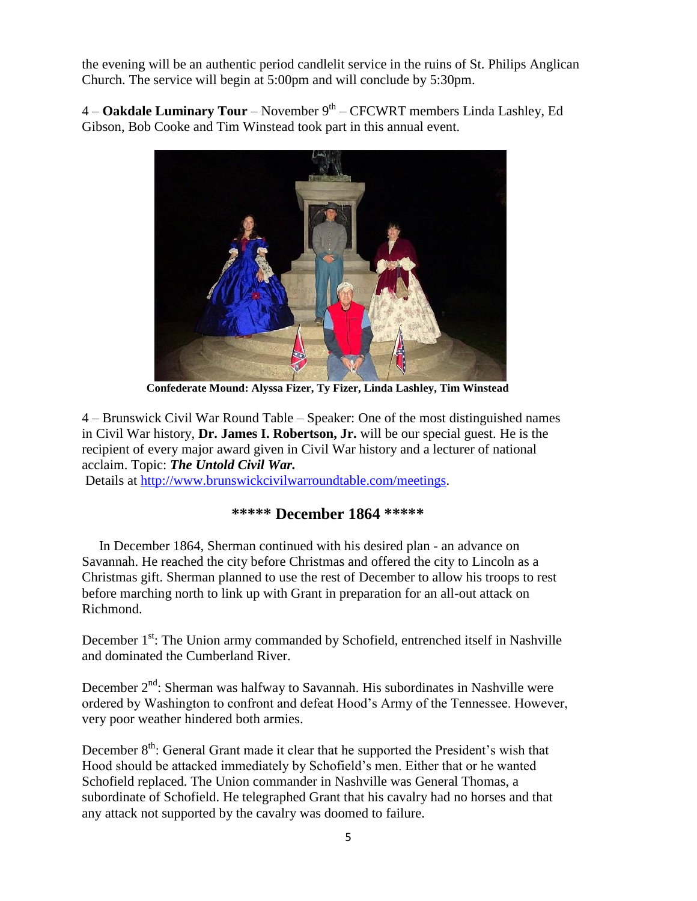the evening will be an authentic period candlelit service in the ruins of St. Philips Anglican Church. The service will begin at 5:00pm and will conclude by 5:30pm.

4 – **Oakdale Luminary Tour** – November 9th – CFCWRT members Linda Lashley, Ed Gibson, Bob Cooke and Tim Winstead took part in this annual event.

**Confederate Mound: Alyssa Fizer, Ty Fizer, Linda Lashley, Tim Winstead**

4 – Brunswick Civil War Round Table – Speaker: One of the most distinguished names in Civil War history, **Dr. James I. Robertson, Jr.** will be our special guest. He is the recipient of every major award given in Civil War history and a lecturer of national acclaim. Topic: ***The Untold Civil War.***
Details at http://www.brunswickcivilwarroundtable.com/meetings.

## ***** December 1864 *****

In December 1864, Sherman continued with his desired plan - an advance on Savannah. He reached the city before Christmas and offered the city to Lincoln as a Christmas gift. Sherman planned to use the rest of December to allow his troops to rest before marching north to link up with Grant in preparation for an all-out attack on Richmond.

December 1st: The Union army commanded by Schofield, entrenched itself in Nashville and dominated the Cumberland River.

December 2nd: Sherman was halfway to Savannah. His subordinates in Nashville were ordered by Washington to confront and defeat Hood's Army of the Tennessee. However, very poor weather hindered both armies.

December 8th: General Grant made it clear that he supported the President's wish that Hood should be attacked immediately by Schofield's men. Either that or he wanted Schofield replaced. The Union commander in Nashville was General Thomas, a subordinate of Schofield. He telegraphed Grant that his cavalry had no horses and that any attack not supported by the cavalry was doomed to failure.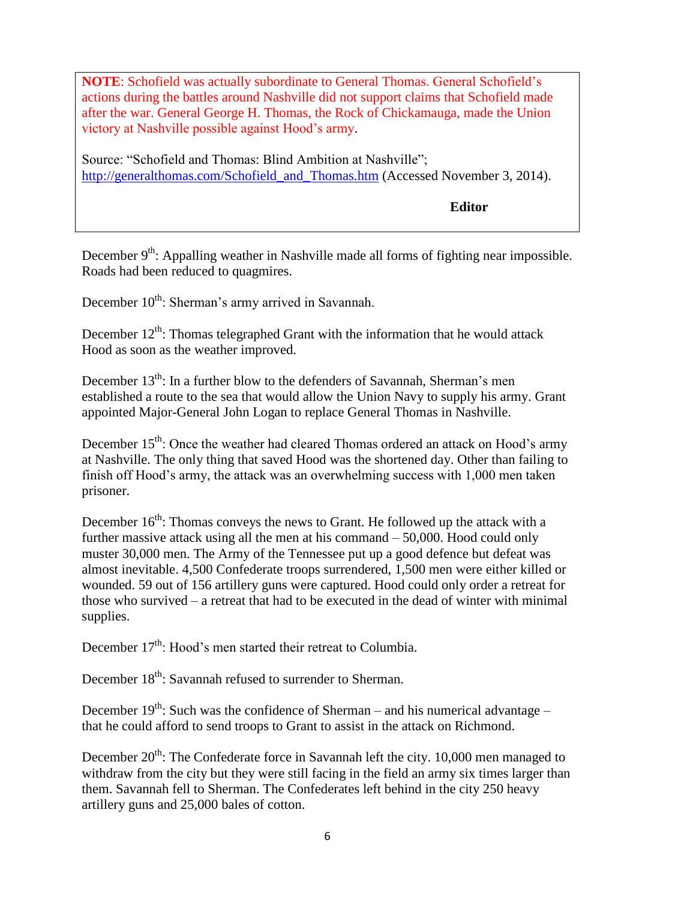**NOTE**: Schofield was actually subordinate to General Thomas. General Schofield's actions during the battles around Nashville did not support claims that Schofield made after the war. General George H. Thomas, the Rock of Chickamauga, made the Union victory at Nashville possible against Hood's army.

Source: "Schofield and Thomas: Blind Ambition at Nashville"; http://generalthomas.com/Schofield_and_Thomas.htm (Accessed November 3, 2014).

**Editor**

December 9th: Appalling weather in Nashville made all forms of fighting near impossible. Roads had been reduced to quagmires.

December 10th: Sherman's army arrived in Savannah.

December 12th: Thomas telegraphed Grant with the information that he would attack Hood as soon as the weather improved.

December 13th: In a further blow to the defenders of Savannah, Sherman's men established a route to the sea that would allow the Union Navy to supply his army. Grant appointed Major-General John Logan to replace General Thomas in Nashville.

December 15th: Once the weather had cleared Thomas ordered an attack on Hood's army at Nashville. The only thing that saved Hood was the shortened day. Other than failing to finish off Hood's army, the attack was an overwhelming success with 1,000 men taken prisoner.

December 16th: Thomas conveys the news to Grant. He followed up the attack with a further massive attack using all the men at his command – 50,000. Hood could only muster 30,000 men. The Army of the Tennessee put up a good defence but defeat was almost inevitable. 4,500 Confederate troops surrendered, 1,500 men were either killed or wounded. 59 out of 156 artillery guns were captured. Hood could only order a retreat for those who survived – a retreat that had to be executed in the dead of winter with minimal supplies.

December 17th: Hood's men started their retreat to Columbia.

December 18th: Savannah refused to surrender to Sherman.

December 19th: Such was the confidence of Sherman – and his numerical advantage – that he could afford to send troops to Grant to assist in the attack on Richmond.

December 20th: The Confederate force in Savannah left the city. 10,000 men managed to withdraw from the city but they were still facing in the field an army six times larger than them. Savannah fell to Sherman. The Confederates left behind in the city 250 heavy artillery guns and 25,000 bales of cotton.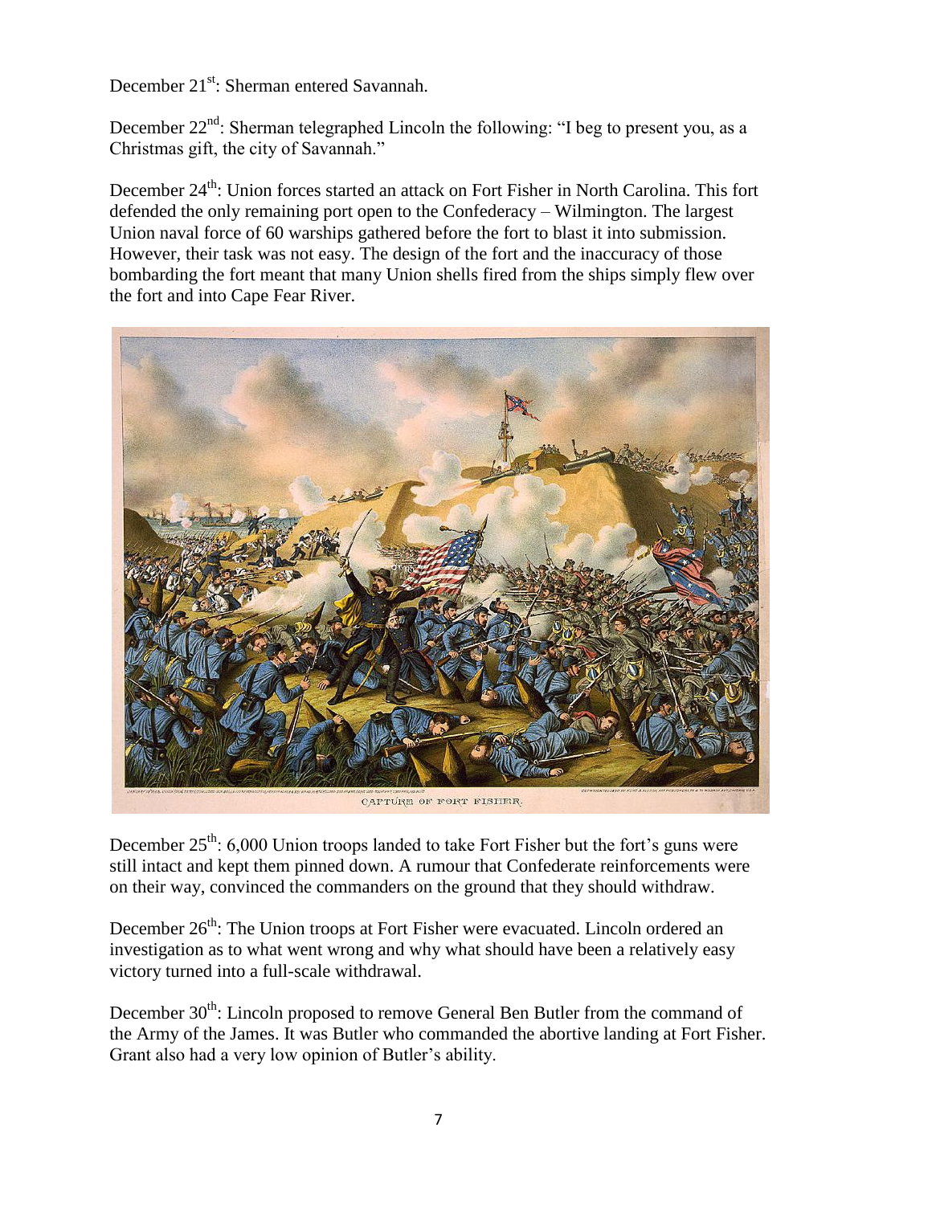December 21st: Sherman entered Savannah.

December 22nd: Sherman telegraphed Lincoln the following: "I beg to present you, as a Christmas gift, the city of Savannah."

December 24th: Union forces started an attack on Fort Fisher in North Carolina. This fort defended the only remaining port open to the Confederacy – Wilmington. The largest Union naval force of 60 warships gathered before the fort to blast it into submission. However, their task was not easy. The design of the fort and the inaccuracy of those bombarding the fort meant that many Union shells fired from the ships simply flew over the fort and into Cape Fear River.

CAPTURE OF FORT FISHER.

December 25th: 6,000 Union troops landed to take Fort Fisher but the fort's guns were still intact and kept them pinned down. A rumour that Confederate reinforcements were on their way, convinced the commanders on the ground that they should withdraw.

December 26th: The Union troops at Fort Fisher were evacuated. Lincoln ordered an investigation as to what went wrong and why what should have been a relatively easy victory turned into a full-scale withdrawal.

December 30th: Lincoln proposed to remove General Ben Butler from the command of the Army of the James. It was Butler who commanded the abortive landing at Fort Fisher. Grant also had a very low opinion of Butler's ability.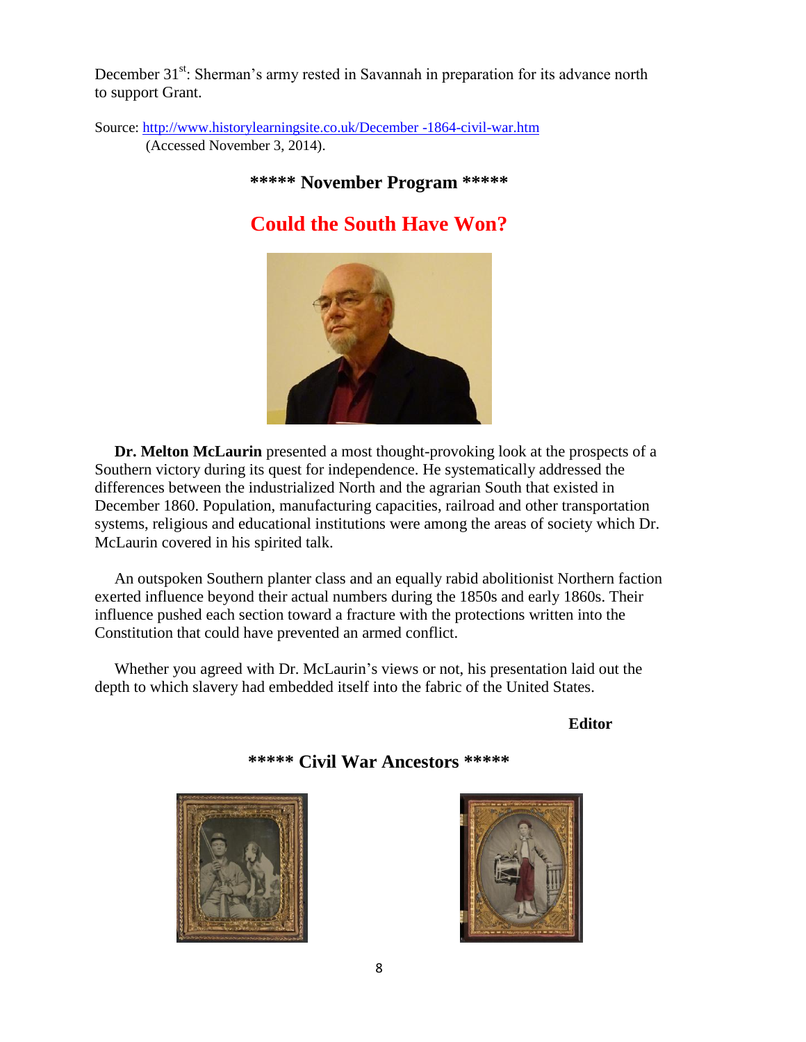December 31st: Sherman's army rested in Savannah in preparation for its advance north to support Grant.

Source: http://www.historylearningsite.co.uk/December -1864-civil-war.htm (Accessed November 3, 2014).

## ***** November Program *****

## Could the South Have Won?

**Dr. Melton McLaurin** presented a most thought-provoking look at the prospects of a Southern victory during its quest for independence. He systematically addressed the differences between the industrialized North and the agrarian South that existed in December 1860. Population, manufacturing capacities, railroad and other transportation systems, religious and educational institutions were among the areas of society which Dr. McLaurin covered in his spirited talk.

An outspoken Southern planter class and an equally rabid abolitionist Northern faction exerted influence beyond their actual numbers during the 1850s and early 1860s. Their influence pushed each section toward a fracture with the protections written into the Constitution that could have prevented an armed conflict.

Whether you agreed with Dr. McLaurin's views or not, his presentation laid out the depth to which slavery had embedded itself into the fabric of the United States.

**Editor**

## ***** Civil War Ancestors *****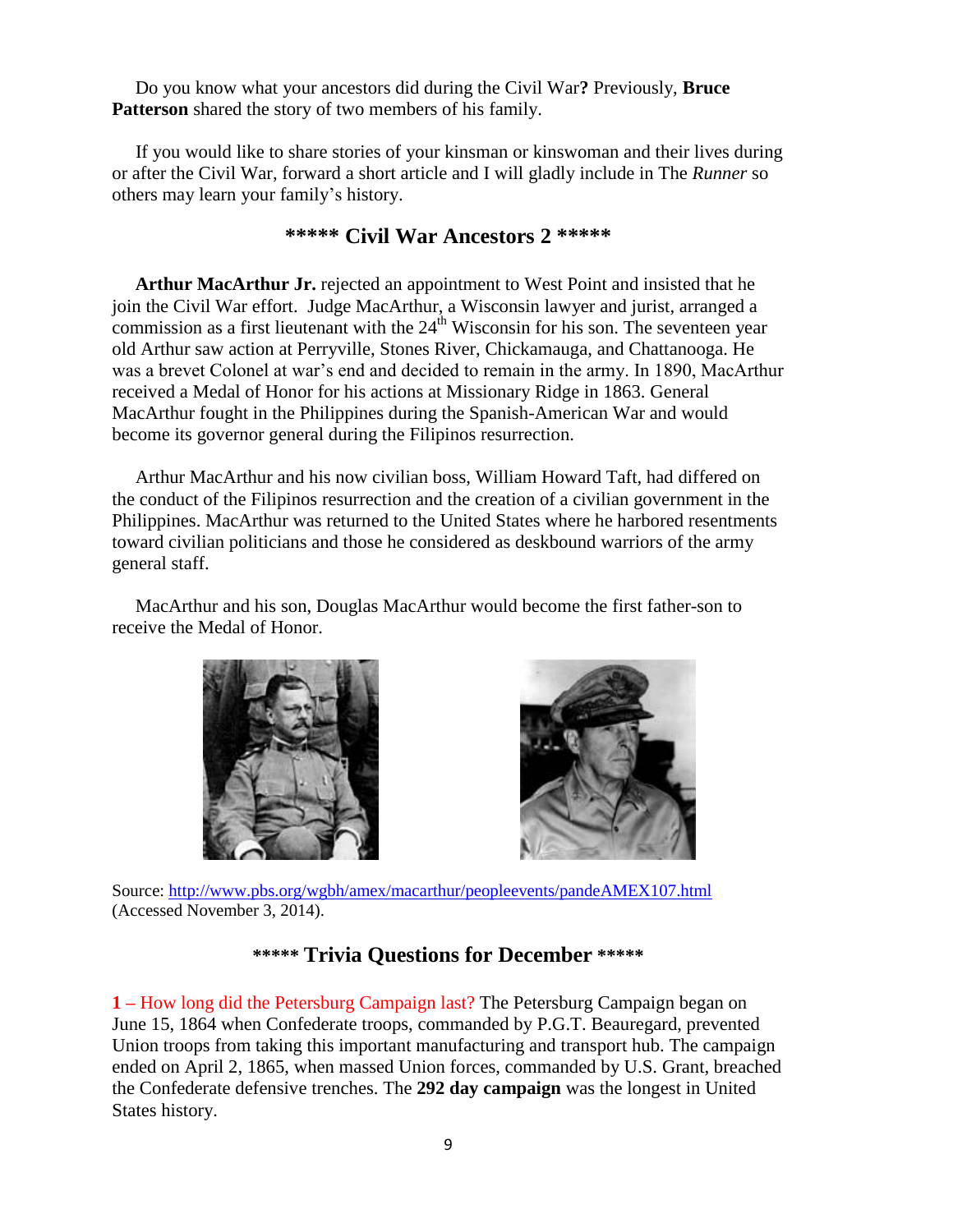Do you know what your ancestors did during the Civil War**?** Previously, **Bruce Patterson** shared the story of two members of his family.

If you would like to share stories of your kinsman or kinswoman and their lives during or after the Civil War, forward a short article and I will gladly include in The *Runner* so others may learn your family's history.

## ***** Civil War Ancestors 2 *****

**Arthur MacArthur Jr.** rejected an appointment to West Point and insisted that he join the Civil War effort. Judge MacArthur, a Wisconsin lawyer and jurist, arranged a commission as a first lieutenant with the 24th Wisconsin for his son. The seventeen year old Arthur saw action at Perryville, Stones River, Chickamauga, and Chattanooga. He was a brevet Colonel at war's end and decided to remain in the army. In 1890, MacArthur received a Medal of Honor for his actions at Missionary Ridge in 1863. General MacArthur fought in the Philippines during the Spanish-American War and would become its governor general during the Filipinos resurrection.

Arthur MacArthur and his now civilian boss, William Howard Taft, had differed on the conduct of the Filipinos resurrection and the creation of a civilian government in the Philippines. MacArthur was returned to the United States where he harbored resentments toward civilian politicians and those he considered as deskbound warriors of the army general staff.

MacArthur and his son, Douglas MacArthur would become the first father-son to receive the Medal of Honor.

Source: http://www.pbs.org/wgbh/amex/macarthur/peopleevents/pandeAMEX107.html (Accessed November 3, 2014).

## ***** Trivia Questions for December *****

**1 –** How long did the Petersburg Campaign last? The Petersburg Campaign began on June 15, 1864 when Confederate troops, commanded by P.G.T. Beauregard, prevented Union troops from taking this important manufacturing and transport hub. The campaign ended on April 2, 1865, when massed Union forces, commanded by U.S. Grant, breached the Confederate defensive trenches. The **292 day campaign** was the longest in United States history.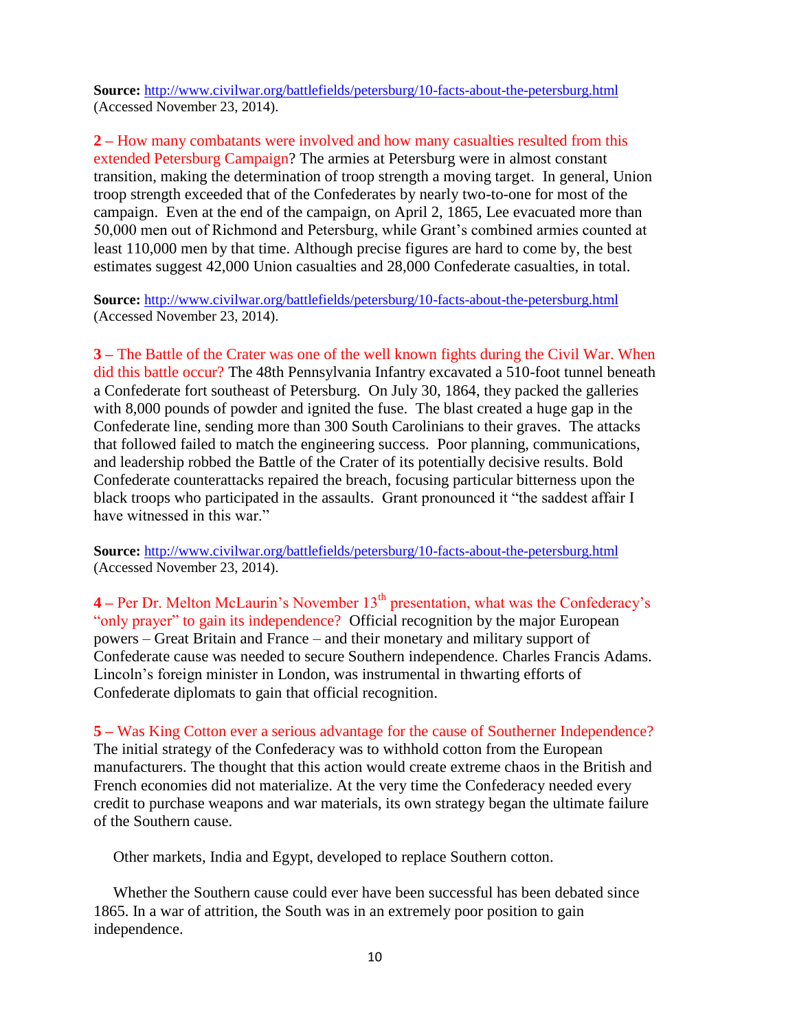**Source:** http://www.civilwar.org/battlefields/petersburg/10-facts-about-the-petersburg.html (Accessed November 23, 2014).

**2 –** How many combatants were involved and how many casualties resulted from this extended Petersburg Campaign? The armies at Petersburg were in almost constant transition, making the determination of troop strength a moving target. In general, Union troop strength exceeded that of the Confederates by nearly two-to-one for most of the campaign. Even at the end of the campaign, on April 2, 1865, Lee evacuated more than 50,000 men out of Richmond and Petersburg, while Grant's combined armies counted at least 110,000 men by that time. Although precise figures are hard to come by, the best estimates suggest 42,000 Union casualties and 28,000 Confederate casualties, in total.

**Source:** http://www.civilwar.org/battlefields/petersburg/10-facts-about-the-petersburg.html (Accessed November 23, 2014).

**3 –** The Battle of the Crater was one of the well known fights during the Civil War. When did this battle occur? The 48th Pennsylvania Infantry excavated a 510-foot tunnel beneath a Confederate fort southeast of Petersburg. On July 30, 1864, they packed the galleries with 8,000 pounds of powder and ignited the fuse. The blast created a huge gap in the Confederate line, sending more than 300 South Carolinians to their graves. The attacks that followed failed to match the engineering success. Poor planning, communications, and leadership robbed the Battle of the Crater of its potentially decisive results. Bold Confederate counterattacks repaired the breach, focusing particular bitterness upon the black troops who participated in the assaults. Grant pronounced it "the saddest affair I have witnessed in this war."

**Source:** http://www.civilwar.org/battlefields/petersburg/10-facts-about-the-petersburg.html (Accessed November 23, 2014).

**4 –** Per Dr. Melton McLaurin's November 13th presentation, what was the Confederacy's "only prayer" to gain its independence? Official recognition by the major European powers – Great Britain and France – and their monetary and military support of Confederate cause was needed to secure Southern independence. Charles Francis Adams. Lincoln's foreign minister in London, was instrumental in thwarting efforts of Confederate diplomats to gain that official recognition.

**5 –** Was King Cotton ever a serious advantage for the cause of Southerner Independence? The initial strategy of the Confederacy was to withhold cotton from the European manufacturers. The thought that this action would create extreme chaos in the British and French economies did not materialize. At the very time the Confederacy needed every credit to purchase weapons and war materials, its own strategy began the ultimate failure of the Southern cause.

Other markets, India and Egypt, developed to replace Southern cotton.

Whether the Southern cause could ever have been successful has been debated since 1865. In a war of attrition, the South was in an extremely poor position to gain independence.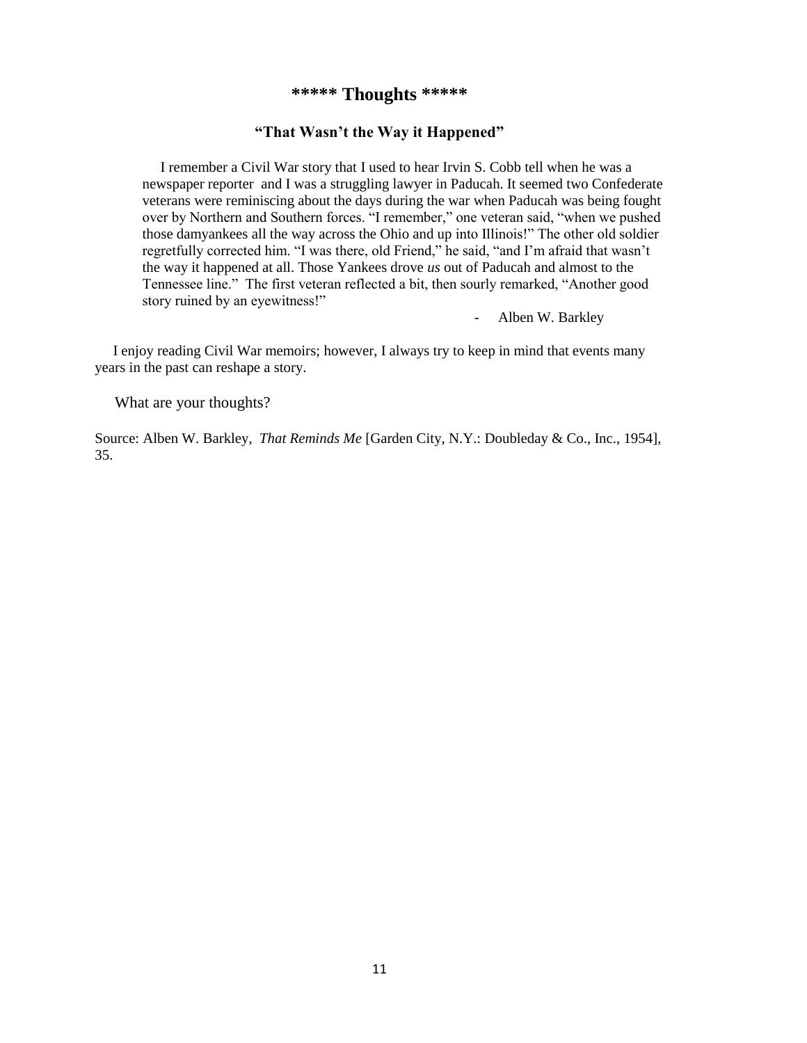## ***** Thoughts *****

### "That Wasn't the Way it Happened"

> I remember a Civil War story that I used to hear Irvin S. Cobb tell when he was a newspaper reporter and I was a struggling lawyer in Paducah. It seemed two Confederate veterans were reminiscing about the days during the war when Paducah was being fought over by Northern and Southern forces. "I remember," one veteran said, "when we pushed those damyankees all the way across the Ohio and up into Illinois!" The other old soldier regretfully corrected him. "I was there, old Friend," he said, "and I'm afraid that wasn't the way it happened at all. Those Yankees drove *us* out of Paducah and almost to the Tennessee line." The first veteran reflected a bit, then sourly remarked, "Another good story ruined by an eyewitness!"
>
> \- Alben W. Barkley

I enjoy reading Civil War memoirs; however, I always try to keep in mind that events many years in the past can reshape a story.

What are your thoughts?

Source: Alben W. Barkley, *That Reminds Me* [Garden City, N.Y.: Doubleday & Co., Inc., 1954], 35.